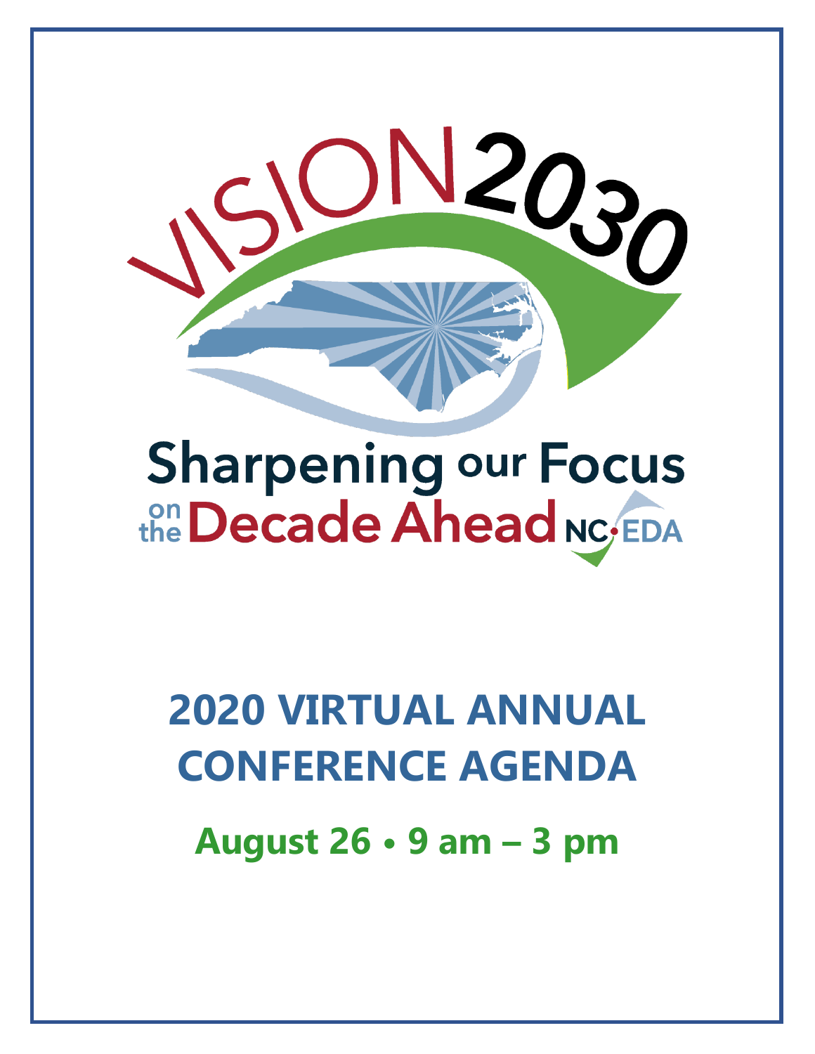VISION2030

Sharpening our Focus on the Decade Ahead

NC EDA

# 2020 VIRTUAL ANNUAL CONFERENCE AGENDA

## August 26 • 9 am – 3 pm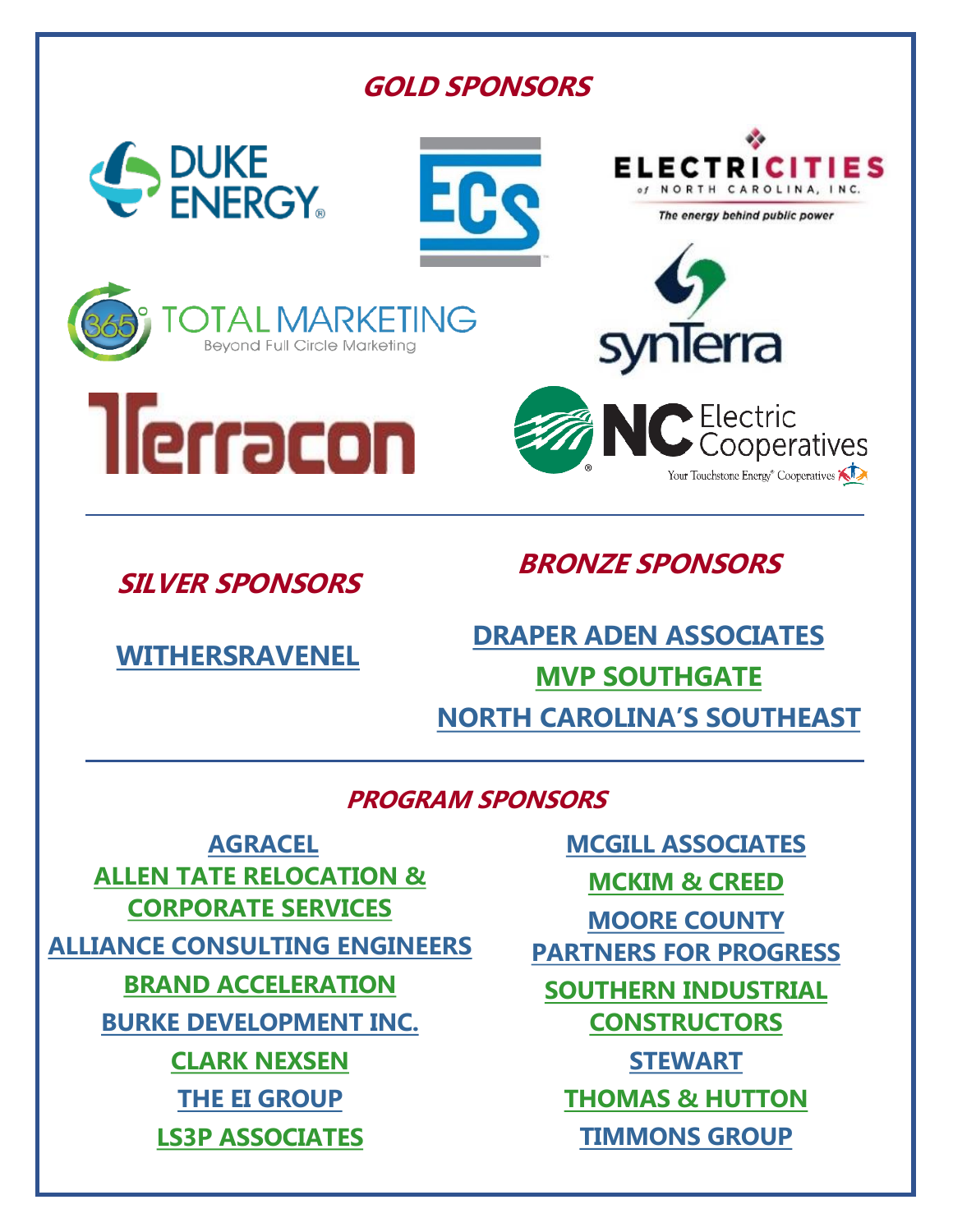## *GOLD SPONSORS*

DUKE ENERGY

ECS

ELECTRICITIES of NORTH CAROLINA, INC.

*The energy behind public power*

365° TOTAL MARKETING

Beyond Full Circle Marketing

synTerra

Terracon

NC Electric Cooperatives

Your Touchstone Energy® Cooperatives

---

## *SILVER SPONSORS*

**WITHERSRAVENEL**

## *BRONZE SPONSORS*

**DRAPER ADEN ASSOCIATES**

**MVP SOUTHGATE**

**NORTH CAROLINA'S SOUTHEAST**

---

## *PROGRAM SPONSORS*

**AGRACEL**

**ALLEN TATE RELOCATION & CORPORATE SERVICES**

**ALLIANCE CONSULTING ENGINEERS**

**BRAND ACCELERATION**

**BURKE DEVELOPMENT INC.**

**CLARK NEXSEN**

**THE EI GROUP**

**LS3P ASSOCIATES**

**MCGILL ASSOCIATES**

**MCKIM & CREED**

**MOORE COUNTY PARTNERS FOR PROGRESS**

**SOUTHERN INDUSTRIAL CONSTRUCTORS**

**STEWART**

**THOMAS & HUTTON**

**TIMMONS GROUP**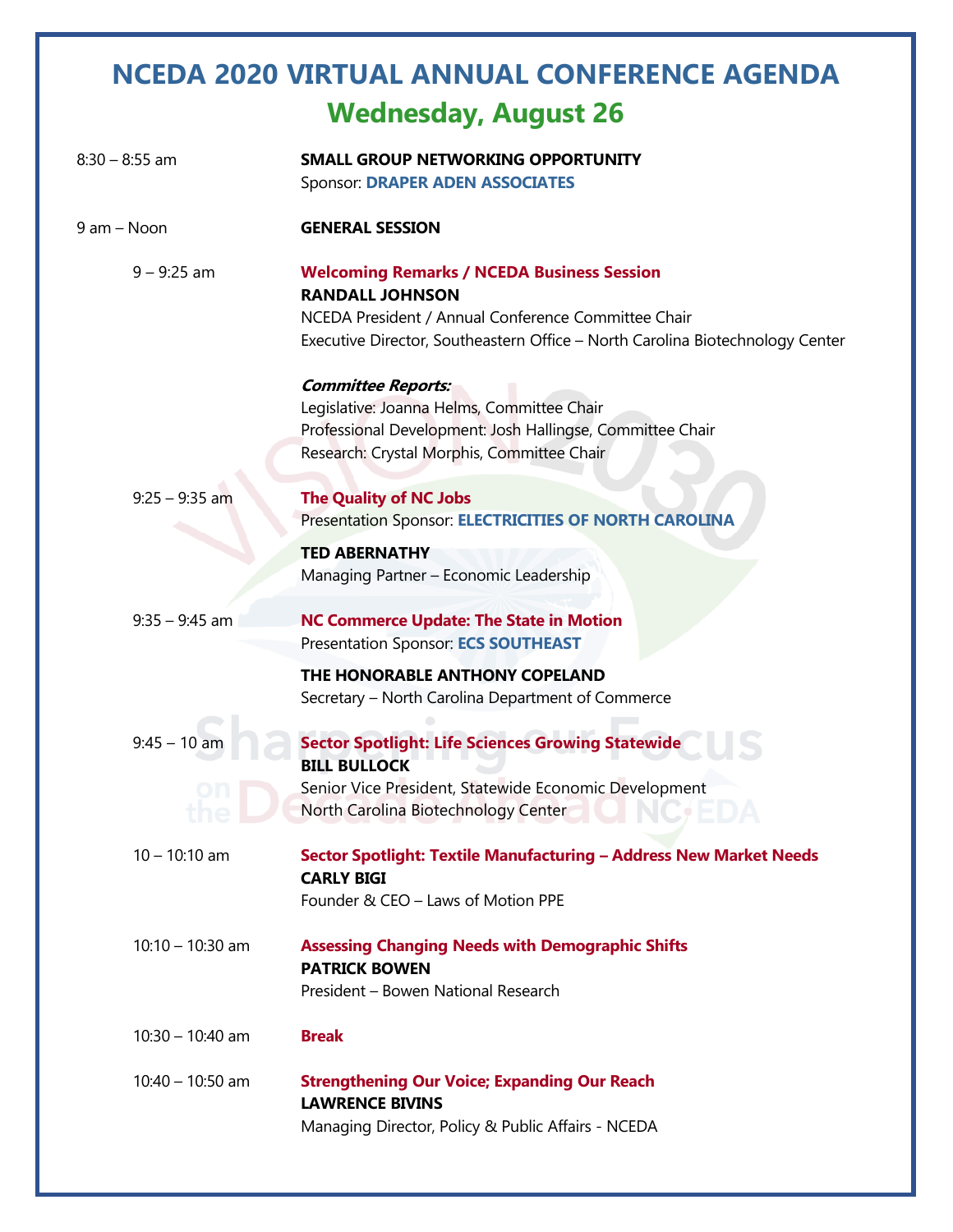# NCEDA 2020 VIRTUAL ANNUAL CONFERENCE AGENDA

## Wednesday, August 26

8:30 – 8:55 am **SMALL GROUP NETWORKING OPPORTUNITY**
Sponsor: **DRAPER ADEN ASSOCIATES**

9 am – Noon **GENERAL SESSION**

9 – 9:25 am **Welcoming Remarks / NCEDA Business Session**
**RANDALL JOHNSON**
NCEDA President / Annual Conference Committee Chair
Executive Director, Southeastern Office – North Carolina Biotechnology Center

***Committee Reports:***
Legislative: Joanna Helms, Committee Chair
Professional Development: Josh Hallingse, Committee Chair
Research: Crystal Morphis, Committee Chair

9:25 – 9:35 am **The Quality of NC Jobs**
Presentation Sponsor: **ELECTRICITIES OF NORTH CAROLINA**

**TED ABERNATHY**
Managing Partner – Economic Leadership

9:35 – 9:45 am **NC Commerce Update: The State in Motion**
Presentation Sponsor: **ECS SOUTHEAST**

**THE HONORABLE ANTHONY COPELAND**
Secretary – North Carolina Department of Commerce

9:45 – 10 am **Sector Spotlight: Life Sciences Growing Statewide**
**BILL BULLOCK**
Senior Vice President, Statewide Economic Development
North Carolina Biotechnology Center

10 – 10:10 am **Sector Spotlight: Textile Manufacturing – Address New Market Needs**
**CARLY BIGI**
Founder & CEO – Laws of Motion PPE

10:10 – 10:30 am **Assessing Changing Needs with Demographic Shifts**
**PATRICK BOWEN**
President – Bowen National Research

10:30 – 10:40 am **Break**

10:40 – 10:50 am **Strengthening Our Voice; Expanding Our Reach**
**LAWRENCE BIVINS**
Managing Director, Policy & Public Affairs - NCEDA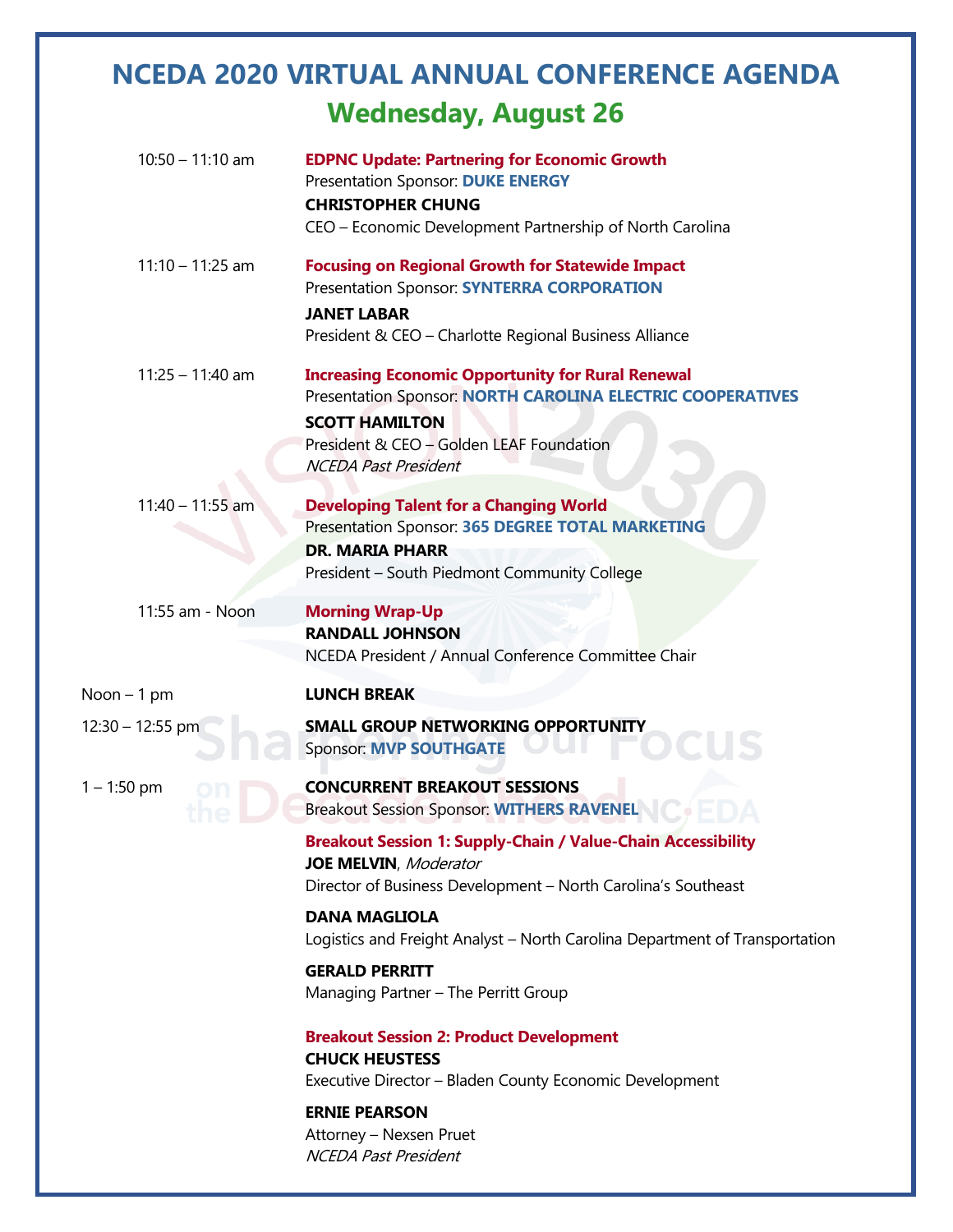# NCEDA 2020 VIRTUAL ANNUAL CONFERENCE AGENDA

## Wednesday, August 26

10:50 – 11:10 am

**EDPNC Update: Partnering for Economic Growth**
Presentation Sponsor: **DUKE ENERGY**
**CHRISTOPHER CHUNG**
CEO – Economic Development Partnership of North Carolina

11:10 – 11:25 am

**Focusing on Regional Growth for Statewide Impact**
Presentation Sponsor: **SYNTERRA CORPORATION**
**JANET LABAR**
President & CEO – Charlotte Regional Business Alliance

11:25 – 11:40 am

**Increasing Economic Opportunity for Rural Renewal**
Presentation Sponsor: **NORTH CAROLINA ELECTRIC COOPERATIVES**
**SCOTT HAMILTON**
President & CEO – Golden LEAF Foundation
*NCEDA Past President*

11:40 – 11:55 am

**Developing Talent for a Changing World**
Presentation Sponsor: **365 DEGREE TOTAL MARKETING**
**DR. MARIA PHARR**
President – South Piedmont Community College

11:55 am - Noon

**Morning Wrap-Up**
**RANDALL JOHNSON**
NCEDA President / Annual Conference Committee Chair

Noon – 1 pm

**LUNCH BREAK**

12:30 – 12:55 pm

**SMALL GROUP NETWORKING OPPORTUNITY**
Sponsor: **MVP SOUTHGATE**

1 – 1:50 pm

**CONCURRENT BREAKOUT SESSIONS**
Breakout Session Sponsor: **WITHERS RAVENEL**

**Breakout Session 1: Supply-Chain / Value-Chain Accessibility**
**JOE MELVIN**, *Moderator*
Director of Business Development – North Carolina's Southeast

**DANA MAGLIOLA**
Logistics and Freight Analyst – North Carolina Department of Transportation

**GERALD PERRITT**
Managing Partner – The Perritt Group

**Breakout Session 2: Product Development**
**CHUCK HEUSTESS**
Executive Director – Bladen County Economic Development

**ERNIE PEARSON**
Attorney – Nexsen Pruet
*NCEDA Past President*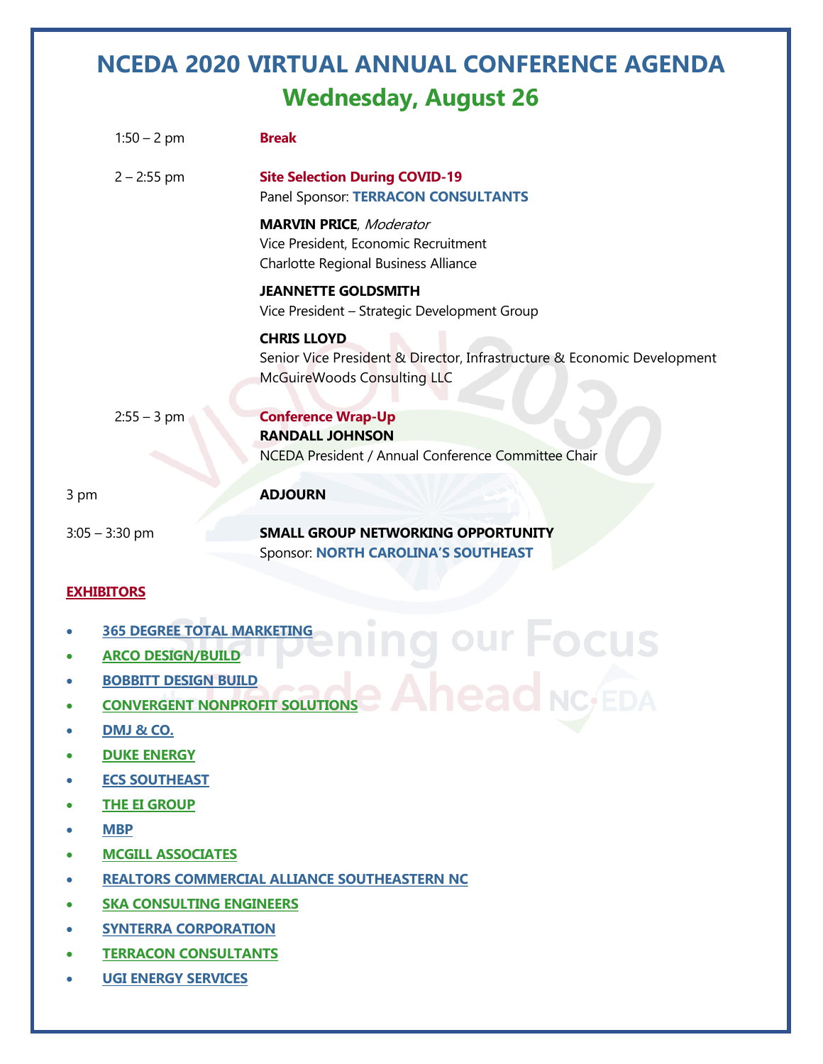# NCEDA 2020 VIRTUAL ANNUAL CONFERENCE AGENDA

## Wednesday, August 26

1:50 – 2 pm **Break**

2 – 2:55 pm **Site Selection During COVID-19**
Panel Sponsor: **TERRACON CONSULTANTS**

**MARVIN PRICE**, *Moderator*
Vice President, Economic Recruitment
Charlotte Regional Business Alliance

**JEANNETTE GOLDSMITH**
Vice President – Strategic Development Group

**CHRIS LLOYD**
Senior Vice President & Director, Infrastructure & Economic Development
McGuireWoods Consulting LLC

2:55 – 3 pm **Conference Wrap-Up**
**RANDALL JOHNSON**
NCEDA President / Annual Conference Committee Chair

3 pm **ADJOURN**

3:05 – 3:30 pm **SMALL GROUP NETWORKING OPPORTUNITY**
Sponsor: **NORTH CAROLINA'S SOUTHEAST**

**EXHIBITORS**

- **365 DEGREE TOTAL MARKETING**
- **ARCO DESIGN/BUILD**
- **BOBBITT DESIGN BUILD**
- **CONVERGENT NONPROFIT SOLUTIONS**
- **DMJ & CO.**
- **DUKE ENERGY**
- **ECS SOUTHEAST**
- **THE EI GROUP**
- **MBP**
- **MCGILL ASSOCIATES**
- **REALTORS COMMERCIAL ALLIANCE SOUTHEASTERN NC**
- **SKA CONSULTING ENGINEERS**
- **SYNTERRA CORPORATION**
- **TERRACON CONSULTANTS**
- **UGI ENERGY SERVICES**